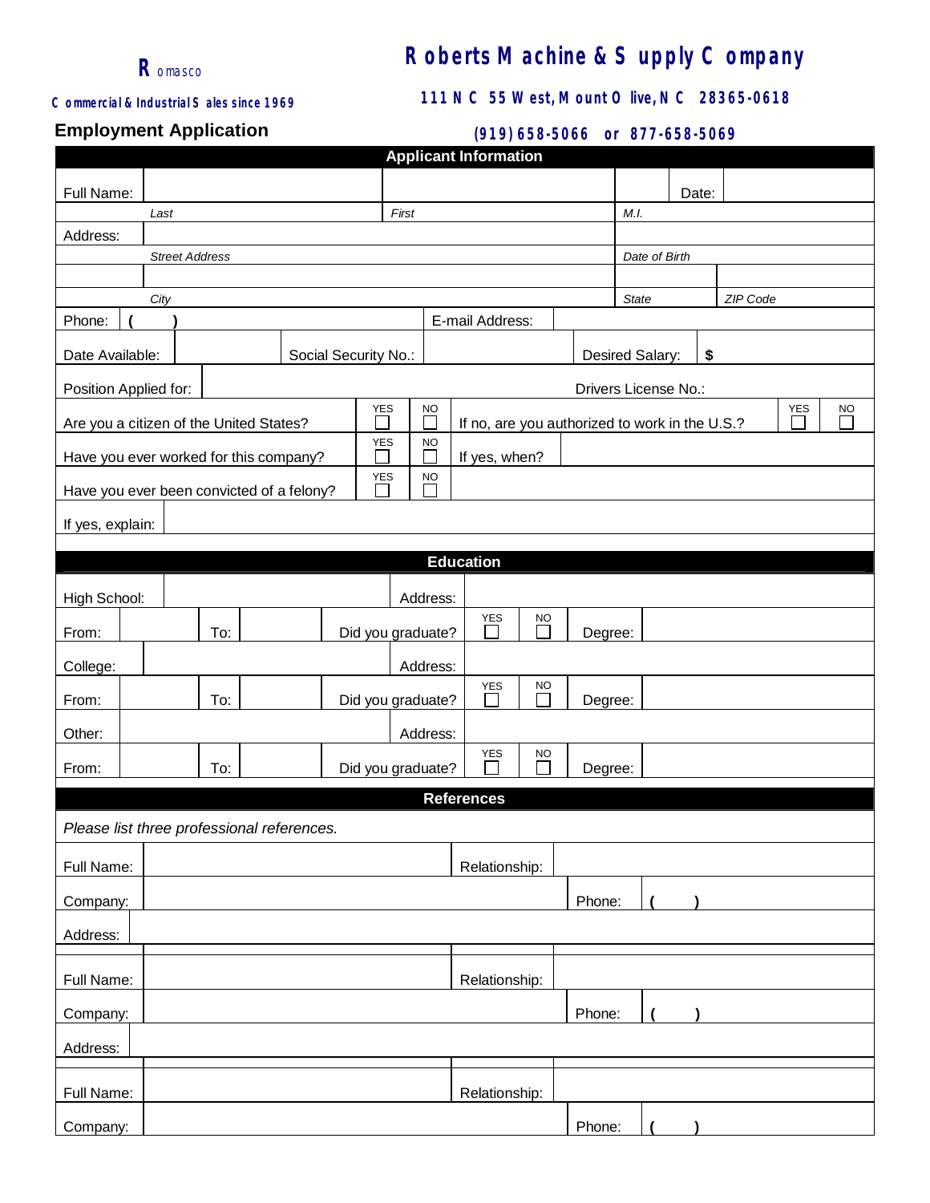**R** omasco

**Commercial & Industrial Sales since 1969**

# Roberts Machine & Supply Company

**111 NC 55 West, Mount Olive, NC 28365-0618**

**(919) 658-5066 or 877-658-5069**

## Employment Application

### Applicant Information

| Full Name: | | | | Date: | |
|---|---|---|---|---|---|
| | *Last* | *First* | *M.I.* | | |
| Address: | | | | | |
| | *Street Address* | | *Date of Birth* | | |
| | | | | | |
| | *City* | | *State* | *ZIP Code* | |

| Phone: ( ) | E-mail Address: |
|---|---|
| Date Available: | Social Security No.: | Desired Salary: $ |
| Position Applied for: | Drivers License No.: |

| | YES | NO | | YES | NO |
|---|---|---|---|---|---|
| Are you a citizen of the United States? | ☐ | ☐ | If no, are you authorized to work in the U.S.? | ☐ | ☐ |
| Have you ever worked for this company? | ☐ | ☐ | If yes, when? | | |
| Have you ever been convicted of a felony? | ☐ | ☐ | | | |

If yes, explain:

### Education

| High School: | | Address: | | | |
|---|---|---|---|---|---|
| From: | To: | Did you graduate? | YES ☐ | NO ☐ | Degree: |
| College: | | Address: | | | |
| From: | To: | Did you graduate? | YES ☐ | NO ☐ | Degree: |
| Other: | | Address: | | | |
| From: | To: | Did you graduate? | YES ☐ | NO ☐ | Degree: |

### References

*Please list three professional references.*

| Full Name: | | Relationship: | |
|---|---|---|---|
| Company: | | Phone: | ( ) |
| Address: | | | |
| Full Name: | | Relationship: | |
| Company: | | Phone: | ( ) |
| Address: | | | |
| Full Name: | | Relationship: | |
| Company: | | Phone: | ( ) |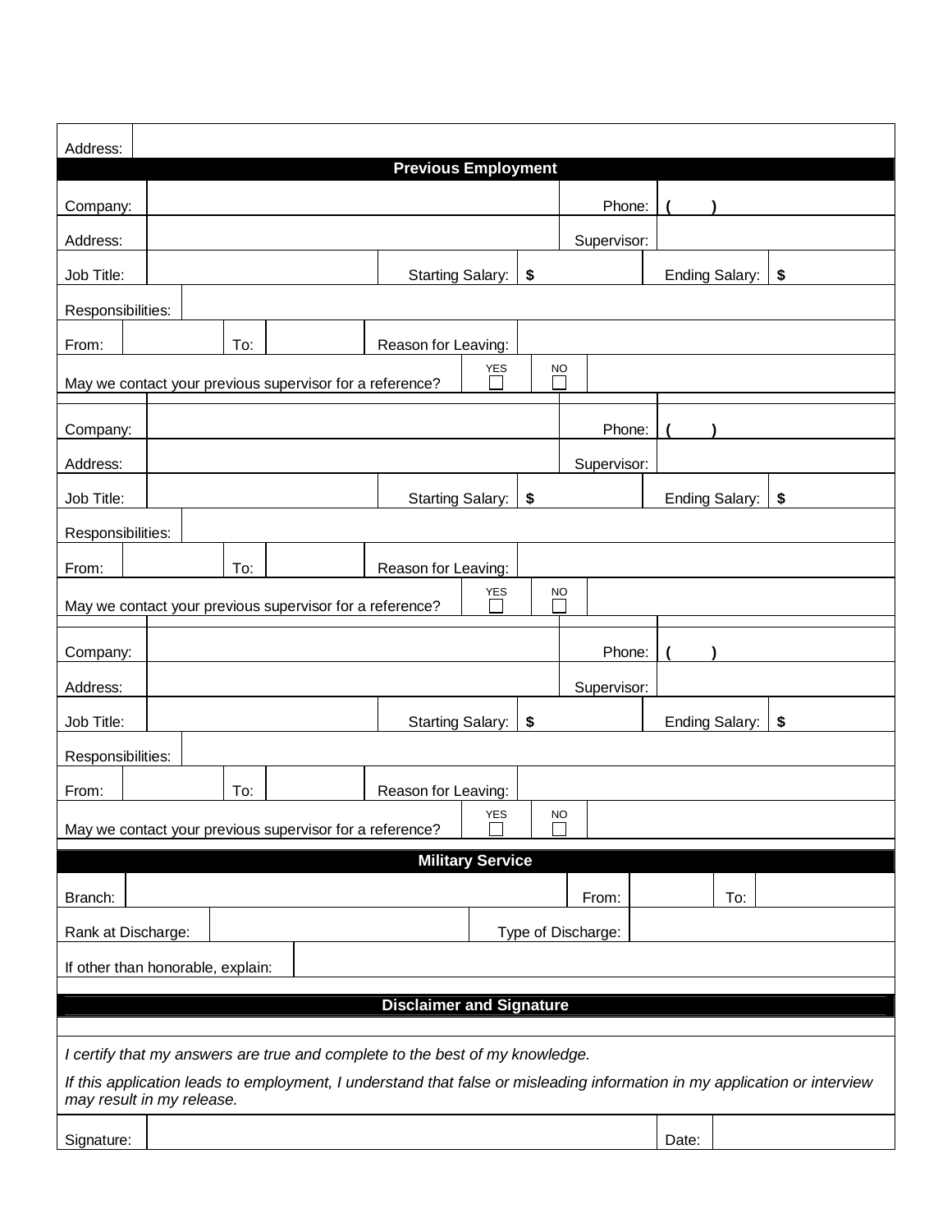| | |
|---|---|
| Address: | |

## Previous Employment

| | | | |
|---|---|---|---|
| Company: | | Phone: | ( ) |
| Address: | | Supervisor: | |

| | | | | | |
|---|---|---|---|---|---|
| Job Title: | | Starting Salary: | $ | Ending Salary: | $ |

| | |
|---|---|
| Responsibilities: | |

| | | | | | |
|---|---|---|---|---|---|
| From: | | To: | | Reason for Leaving: | |

May we contact your previous supervisor for a reference? YES ☐ NO ☐

| | | | |
|---|---|---|---|
| Company: | | Phone: | ( ) |
| Address: | | Supervisor: | |

| | | | | | |
|---|---|---|---|---|---|
| Job Title: | | Starting Salary: | $ | Ending Salary: | $ |

| | |
|---|---|
| Responsibilities: | |

| | | | | | |
|---|---|---|---|---|---|
| From: | | To: | | Reason for Leaving: | |

May we contact your previous supervisor for a reference? YES ☐ NO ☐

| | | | |
|---|---|---|---|
| Company: | | Phone: | ( ) |
| Address: | | Supervisor: | |

| | | | | | |
|---|---|---|---|---|---|
| Job Title: | | Starting Salary: | $ | Ending Salary: | $ |

| | |
|---|---|
| Responsibilities: | |

| | | | | | |
|---|---|---|---|---|---|
| From: | | To: | | Reason for Leaving: | |

May we contact your previous supervisor for a reference? YES ☐ NO ☐

## Military Service

| | | | | | |
|---|---|---|---|---|---|
| Branch: | | From: | | To: | |

| | | | |
|---|---|---|---|
| Rank at Discharge: | | Type of Discharge: | |

| | |
|---|---|
| If other than honorable, explain: | |

## Disclaimer and Signature

*I certify that my answers are true and complete to the best of my knowledge.*

*If this application leads to employment, I understand that false or misleading information in my application or interview may result in my release.*

| | | | |
|---|---|---|---|
| Signature: | | Date: | |